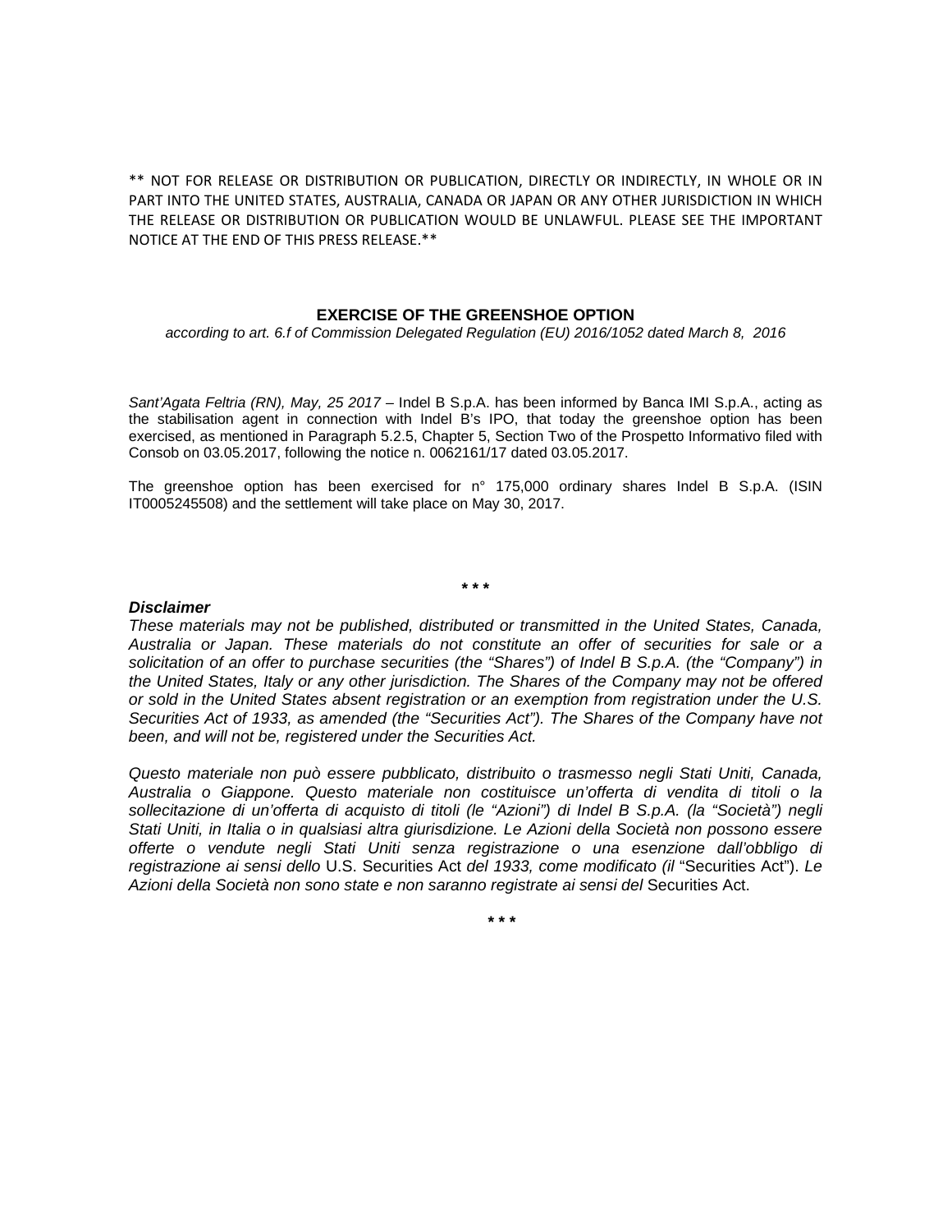** NOT FOR RELEASE OR DISTRIBUTION OR PUBLICATION, DIRECTLY OR INDIRECTLY, IN WHOLE OR IN PART INTO THE UNITED STATES, AUSTRALIA, CANADA OR JAPAN OR ANY OTHER JURISDICTION IN WHICH THE RELEASE OR DISTRIBUTION OR PUBLICATION WOULD BE UNLAWFUL. PLEASE SEE THE IMPORTANT NOTICE AT THE END OF THIS PRESS RELEASE.**

# EXERCISE OF THE GREENSHOE OPTION

*according to art. 6.f of Commission Delegated Regulation (EU) 2016/1052 dated March 8, 2016*

*Sant'Agata Feltria (RN), May, 25 2017* – Indel B S.p.A. has been informed by Banca IMI S.p.A., acting as the stabilisation agent in connection with Indel B's IPO, that today the greenshoe option has been exercised, as mentioned in Paragraph 5.2.5, Chapter 5, Section Two of the Prospetto Informativo filed with Consob on 03.05.2017, following the notice n. 0062161/17 dated 03.05.2017.

The greenshoe option has been exercised for n° 175,000 ordinary shares Indel B S.p.A. (ISIN IT0005245508) and the settlement will take place on May 30, 2017.

***

***Disclaimer***

*These materials may not be published, distributed or transmitted in the United States, Canada, Australia or Japan. These materials do not constitute an offer of securities for sale or a solicitation of an offer to purchase securities (the "Shares") of Indel B S.p.A. (the "Company") in the United States, Italy or any other jurisdiction. The Shares of the Company may not be offered or sold in the United States absent registration or an exemption from registration under the U.S. Securities Act of 1933, as amended (the "Securities Act"). The Shares of the Company have not been, and will not be, registered under the Securities Act.*

*Questo materiale non può essere pubblicato, distribuito o trasmesso negli Stati Uniti, Canada, Australia o Giappone. Questo materiale non costituisce un'offerta di vendita di titoli o la sollecitazione di un'offerta di acquisto di titoli (le "Azioni") di Indel B S.p.A. (la "Società") negli Stati Uniti, in Italia o in qualsiasi altra giurisdizione. Le Azioni della Società non possono essere offerte o vendute negli Stati Uniti senza registrazione o una esenzione dall'obbligo di registrazione ai sensi dello* U.S. Securities Act *del 1933, come modificato (il* "Securities Act"). *Le Azioni della Società non sono state e non saranno registrate ai sensi del* Securities Act.

***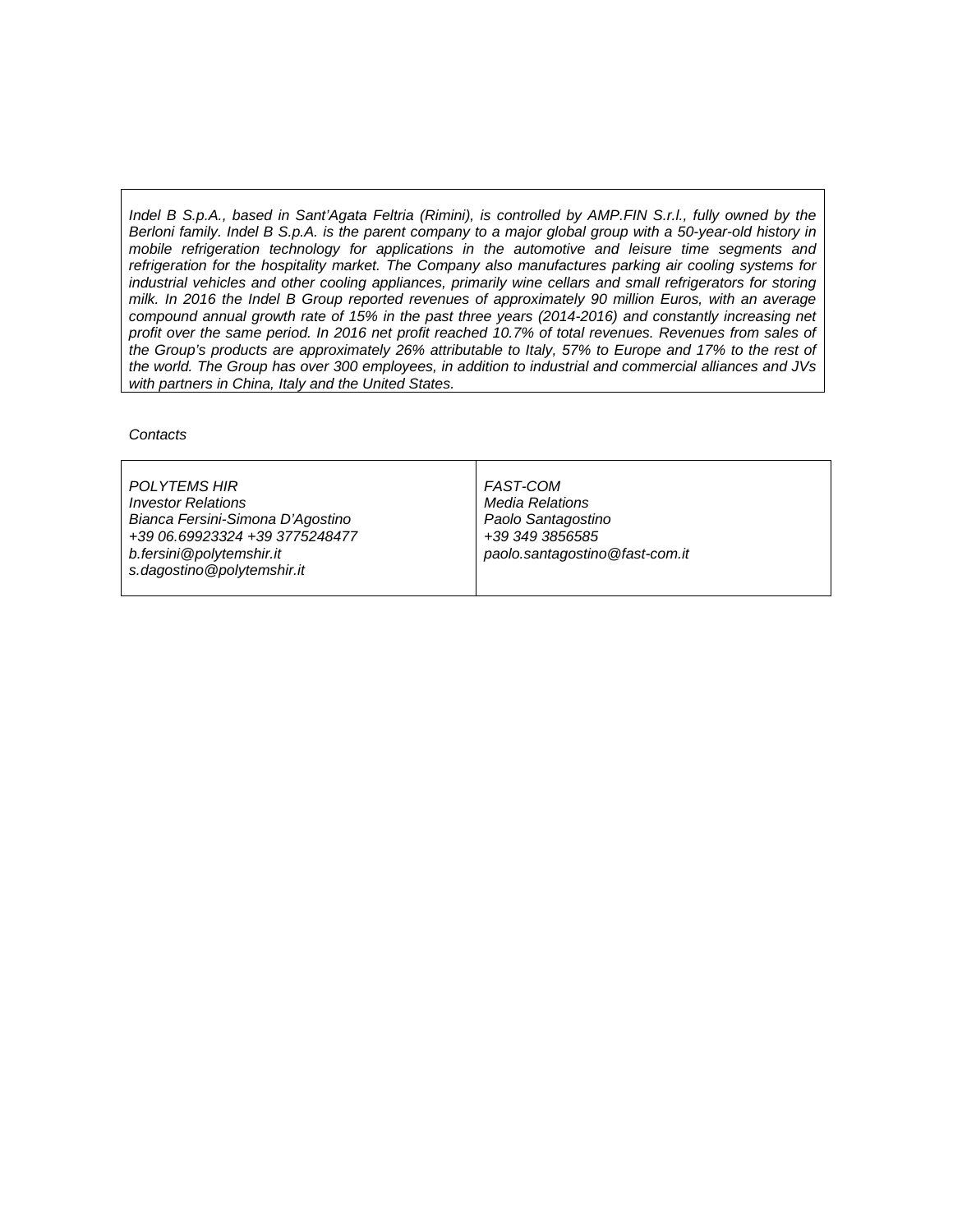*Indel B S.p.A., based in Sant'Agata Feltria (Rimini), is controlled by AMP.FIN S.r.l., fully owned by the Berloni family. Indel B S.p.A. is the parent company to a major global group with a 50-year-old history in mobile refrigeration technology for applications in the automotive and leisure time segments and refrigeration for the hospitality market. The Company also manufactures parking air cooling systems for industrial vehicles and other cooling appliances, primarily wine cellars and small refrigerators for storing milk. In 2016 the Indel B Group reported revenues of approximately 90 million Euros, with an average compound annual growth rate of 15% in the past three years (2014-2016) and constantly increasing net profit over the same period. In 2016 net profit reached 10.7% of total revenues. Revenues from sales of the Group's products are approximately 26% attributable to Italy, 57% to Europe and 17% to the rest of the world. The Group has over 300 employees, in addition to industrial and commercial alliances and JVs with partners in China, Italy and the United States.*

*Contacts*

| | |
|---|---|
| *POLYTEMS HIR*<br>*Investor Relations*<br>*Bianca Fersini-Simona D'Agostino*<br>*+39 06.69923324 +39 3775248477*<br>*b.fersini@polytemshir.it*<br>*s.dagostino@polytemshir.it* | *FAST-COM*<br>*Media Relations*<br>*Paolo Santagostino*<br>*+39 349 3856585*<br>*paolo.santagostino@fast-com.it* |